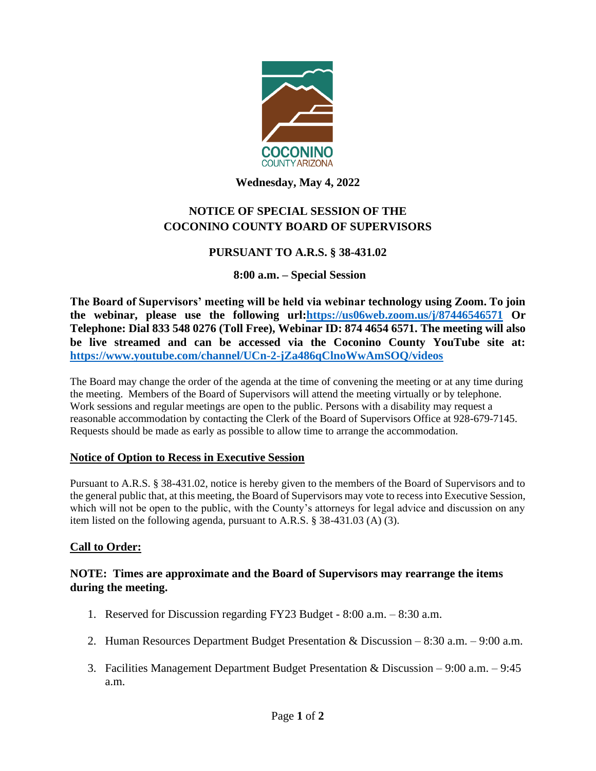COCONINO
COUNTY ARIZONA

**Wednesday, May 4, 2022**

# NOTICE OF SPECIAL SESSION OF THE COCONINO COUNTY BOARD OF SUPERVISORS

## PURSUANT TO A.R.S. § 38-431.02

### 8:00 a.m. – Special Session

**The Board of Supervisors' meeting will be held via webinar technology using Zoom. To join the webinar, please use the following url:[https://us06web.zoom.us/j/87446546571](https://us06web.zoom.us/j/87446546571) Or Telephone: Dial 833 548 0276 (Toll Free), Webinar ID: 874 4654 6571. The meeting will also be live streamed and can be accessed via the Coconino County YouTube site at: [https://www.youtube.com/channel/UCn-2-jZa486qClnoWwAmSOQ/videos](https://www.youtube.com/channel/UCn-2-jZa486qClnoWwAmSOQ/videos)**

The Board may change the order of the agenda at the time of convening the meeting or at any time during the meeting. Members of the Board of Supervisors will attend the meeting virtually or by telephone. Work sessions and regular meetings are open to the public. Persons with a disability may request a reasonable accommodation by contacting the Clerk of the Board of Supervisors Office at 928-679-7145. Requests should be made as early as possible to allow time to arrange the accommodation.

**Notice of Option to Recess in Executive Session**

Pursuant to A.R.S. § 38-431.02, notice is hereby given to the members of the Board of Supervisors and to the general public that, at this meeting, the Board of Supervisors may vote to recess into Executive Session, which will not be open to the public, with the County's attorneys for legal advice and discussion on any item listed on the following agenda, pursuant to A.R.S. § 38-431.03 (A) (3).

**Call to Order:**

**NOTE: Times are approximate and the Board of Supervisors may rearrange the items during the meeting.**

1. Reserved for Discussion regarding FY23 Budget - 8:00 a.m. – 8:30 a.m.
2. Human Resources Department Budget Presentation & Discussion – 8:30 a.m. – 9:00 a.m.
3. Facilities Management Department Budget Presentation & Discussion – 9:00 a.m. – 9:45 a.m.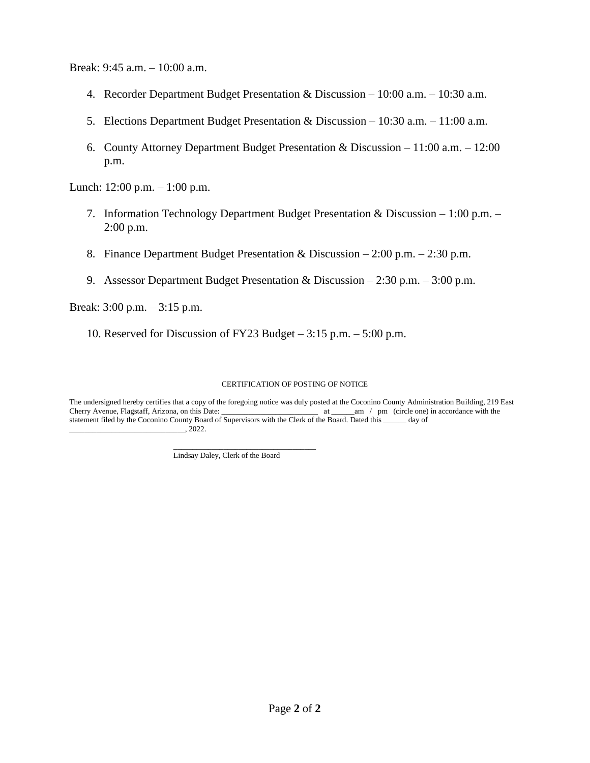Break: 9:45 a.m. – 10:00 a.m.

4. Recorder Department Budget Presentation & Discussion – 10:00 a.m. – 10:30 a.m.

5. Elections Department Budget Presentation & Discussion – 10:30 a.m. – 11:00 a.m.

6. County Attorney Department Budget Presentation & Discussion – 11:00 a.m. – 12:00 p.m.

Lunch: 12:00 p.m. – 1:00 p.m.

7. Information Technology Department Budget Presentation & Discussion – 1:00 p.m. – 2:00 p.m.

8. Finance Department Budget Presentation & Discussion – 2:00 p.m. – 2:30 p.m.

9. Assessor Department Budget Presentation & Discussion – 2:30 p.m. – 3:00 p.m.

Break: 3:00 p.m. – 3:15 p.m.

10. Reserved for Discussion of FY23 Budget – 3:15 p.m. – 5:00 p.m.

CERTIFICATION OF POSTING OF NOTICE

The undersigned hereby certifies that a copy of the foregoing notice was duly posted at the Coconino County Administration Building, 219 East Cherry Avenue, Flagstaff, Arizona, on this Date: _________________________ at ______am / pm (circle one) in accordance with the statement filed by the Coconino County Board of Supervisors with the Clerk of the Board. Dated this ______ day of _____________________________, 2022.

___________________________________
Lindsay Daley, Clerk of the Board